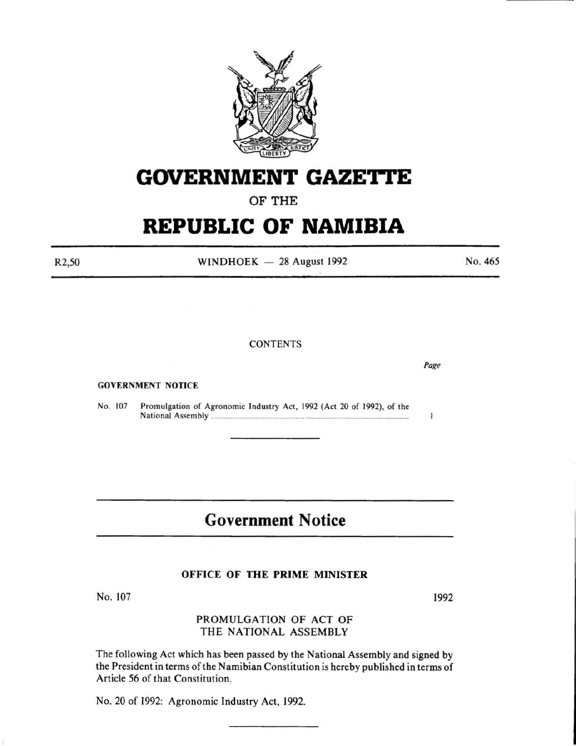# GOVERNMENT GAZETTE

OF THE

# REPUBLIC OF NAMIBIA

R2,50 | WINDHOEK — 28 August 1992 | No. 465

CONTENTS

*Page*

**GOVERNMENT NOTICE**

No. 107 Promulgation of Agronomic Industry Act, 1992 (Act 20 of 1992), of the National Assembly ........ 1

---

## Government Notice

### OFFICE OF THE PRIME MINISTER

No. 107 | 1992

PROMULGATION OF ACT OF
THE NATIONAL ASSEMBLY

The following Act which has been passed by the National Assembly and signed by the President in terms of the Namibian Constitution is hereby published in terms of Article 56 of that Constitution.

No. 20 of 1992: Agronomic Industry Act, 1992.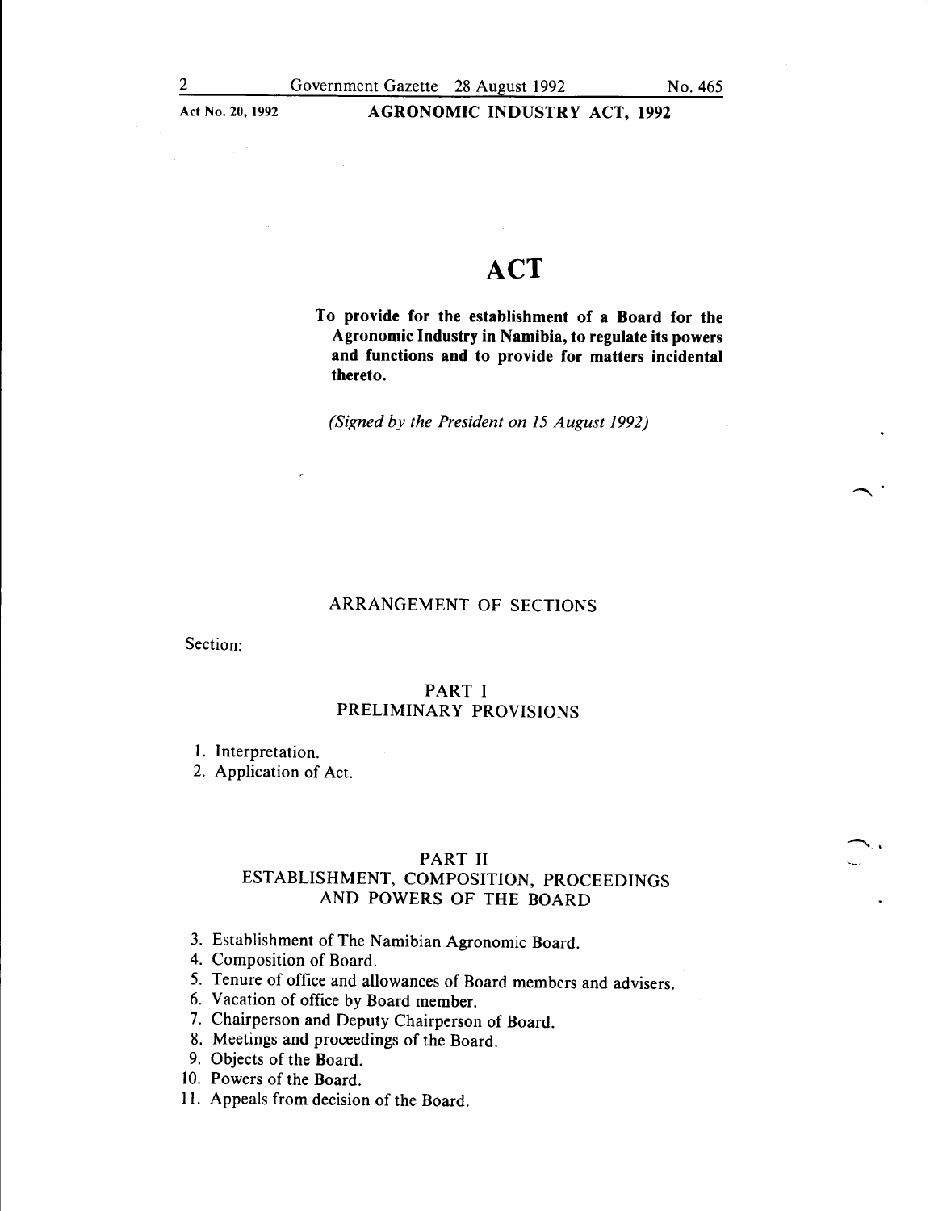# ACT

**To provide for the establishment of a Board for the Agronomic Industry in Namibia, to regulate its powers and functions and to provide for matters incidental thereto.**

*(Signed by the President on 15 August 1992)*

## ARRANGEMENT OF SECTIONS

Section:

### PART I
### PRELIMINARY PROVISIONS

1. Interpretation.
2. Application of Act.

### PART II
### ESTABLISHMENT, COMPOSITION, PROCEEDINGS AND POWERS OF THE BOARD

3. Establishment of The Namibian Agronomic Board.
4. Composition of Board.
5. Tenure of office and allowances of Board members and advisers.
6. Vacation of office by Board member.
7. Chairperson and Deputy Chairperson of Board.
8. Meetings and proceedings of the Board.
9. Objects of the Board.
10. Powers of the Board.
11. Appeals from decision of the Board.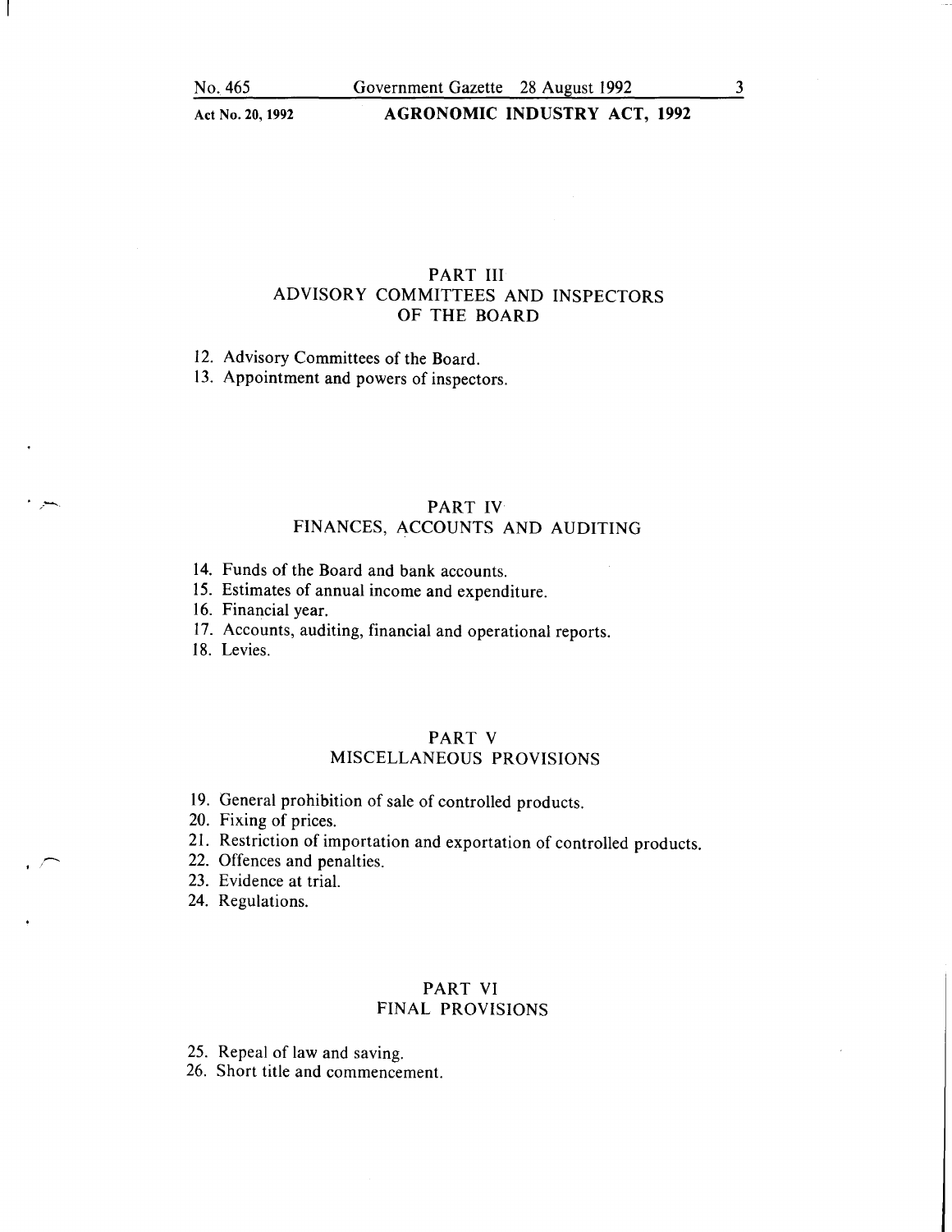## PART III
## ADVISORY COMMITTEES AND INSPECTORS OF THE BOARD

12. Advisory Committees of the Board.
13. Appointment and powers of inspectors.

## PART IV
## FINANCES, ACCOUNTS AND AUDITING

14. Funds of the Board and bank accounts.
15. Estimates of annual income and expenditure.
16. Financial year.
17. Accounts, auditing, financial and operational reports.
18. Levies.

## PART V
## MISCELLANEOUS PROVISIONS

19. General prohibition of sale of controlled products.
20. Fixing of prices.
21. Restriction of importation and exportation of controlled products.
22. Offences and penalties.
23. Evidence at trial.
24. Regulations.

## PART VI
## FINAL PROVISIONS

25. Repeal of law and saving.
26. Short title and commencement.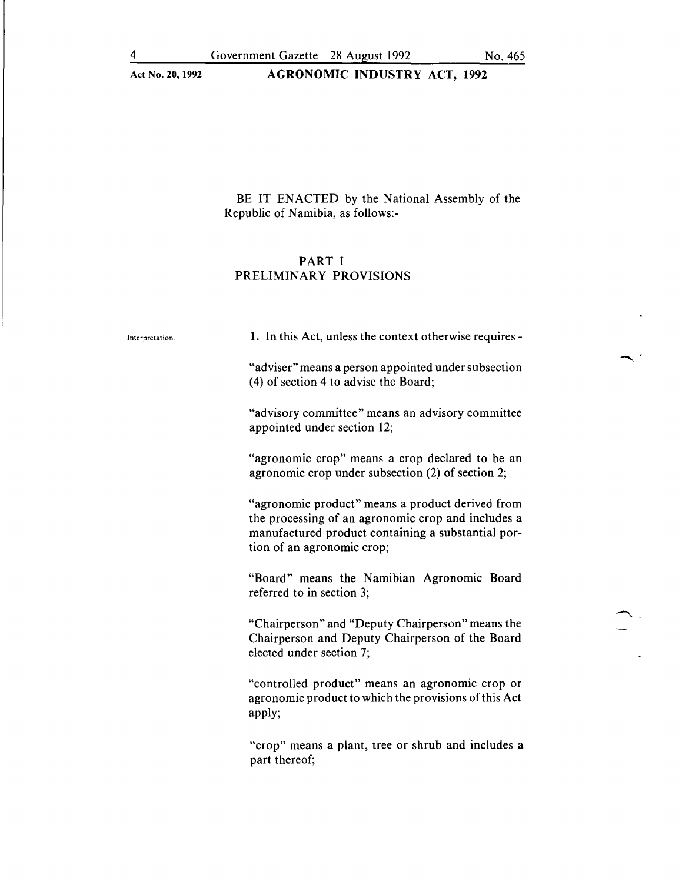BE IT ENACTED by the National Assembly of the Republic of Namibia, as follows:-

## PART I
## PRELIMINARY PROVISIONS

Interpretation.

**1.** In this Act, unless the context otherwise requires -

"adviser" means a person appointed under subsection (4) of section 4 to advise the Board;

"advisory committee" means an advisory committee appointed under section 12;

"agronomic crop" means a crop declared to be an agronomic crop under subsection (2) of section 2;

"agronomic product" means a product derived from the processing of an agronomic crop and includes a manufactured product containing a substantial portion of an agronomic crop;

"Board" means the Namibian Agronomic Board referred to in section 3;

"Chairperson" and "Deputy Chairperson" means the Chairperson and Deputy Chairperson of the Board elected under section 7;

"controlled product" means an agronomic crop or agronomic product to which the provisions of this Act apply;

"crop" means a plant, tree or shrub and includes a part thereof;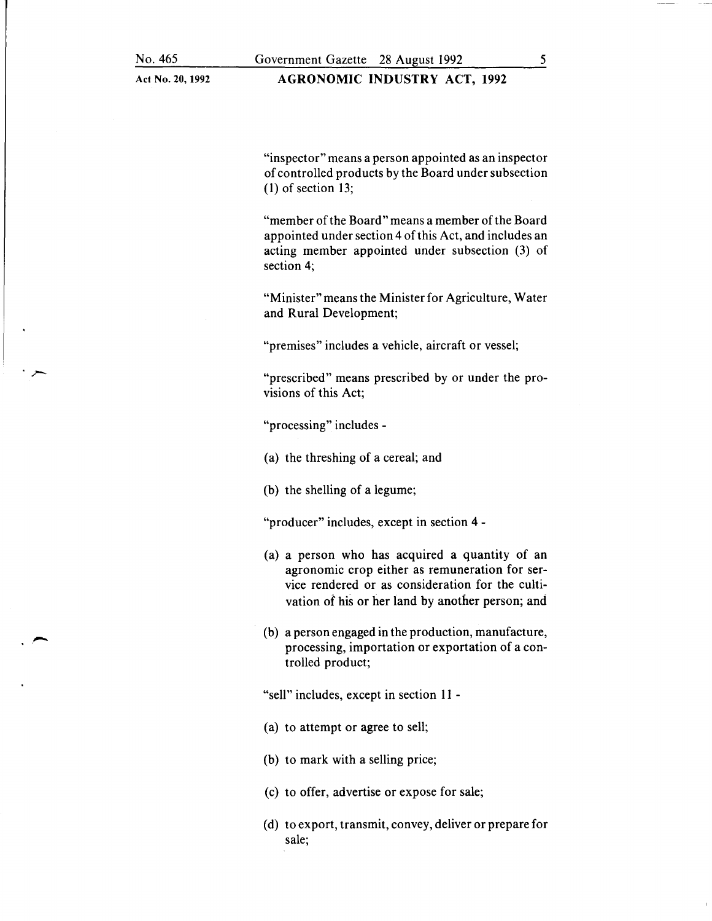"inspector" means a person appointed as an inspector of controlled products by the Board under subsection (1) of section 13;

"member of the Board" means a member of the Board appointed under section 4 of this Act, and includes an acting member appointed under subsection (3) of section 4;

"Minister" means the Minister for Agriculture, Water and Rural Development;

"premises" includes a vehicle, aircraft or vessel;

"prescribed" means prescribed by or under the provisions of this Act;

"processing" includes -

(a) the threshing of a cereal; and

(b) the shelling of a legume;

"producer" includes, except in section 4 -

(a) a person who has acquired a quantity of an agronomic crop either as remuneration for service rendered or as consideration for the cultivation of his or her land by another person; and

(b) a person engaged in the production, manufacture, processing, importation or exportation of a controlled product;

"sell" includes, except in section 11 -

(a) to attempt or agree to sell;

(b) to mark with a selling price;

(c) to offer, advertise or expose for sale;

(d) to export, transmit, convey, deliver or prepare for sale;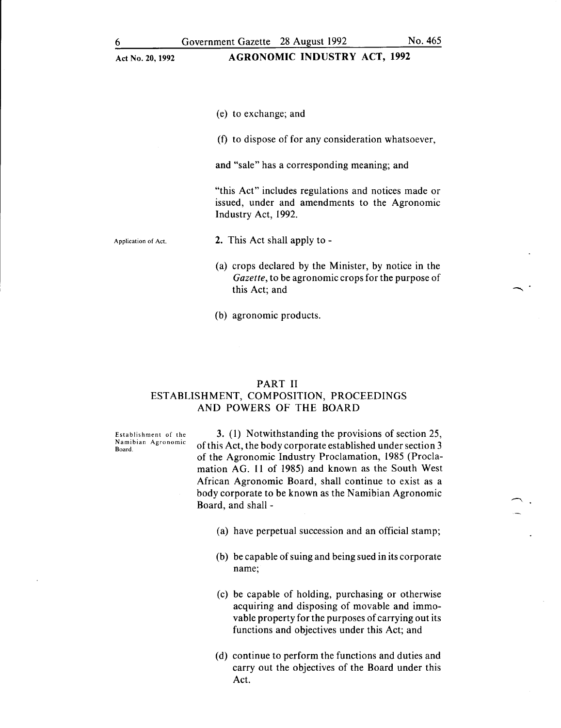(e) to exchange; and

(f) to dispose of for any consideration whatsoever,

and "sale" has a corresponding meaning; and

"this Act" includes regulations and notices made or issued, under and amendments to the Agronomic Industry Act, 1992.

Application of Act.

**2.** This Act shall apply to -

(a) crops declared by the Minister, by notice in the *Gazette*, to be agronomic crops for the purpose of this Act; and

(b) agronomic products.

## PART II
## ESTABLISHMENT, COMPOSITION, PROCEEDINGS AND POWERS OF THE BOARD

Establishment of the Namibian Agronomic Board.

**3.** (1) Notwithstanding the provisions of section 25, of this Act, the body corporate established under section 3 of the Agronomic Industry Proclamation, 1985 (Proclamation AG. 11 of 1985) and known as the South West African Agronomic Board, shall continue to exist as a body corporate to be known as the Namibian Agronomic Board, and shall -

(a) have perpetual succession and an official stamp;

(b) be capable of suing and being sued in its corporate name;

(c) be capable of holding, purchasing or otherwise acquiring and disposing of movable and immovable property for the purposes of carrying out its functions and objectives under this Act; and

(d) continue to perform the functions and duties and carry out the objectives of the Board under this Act.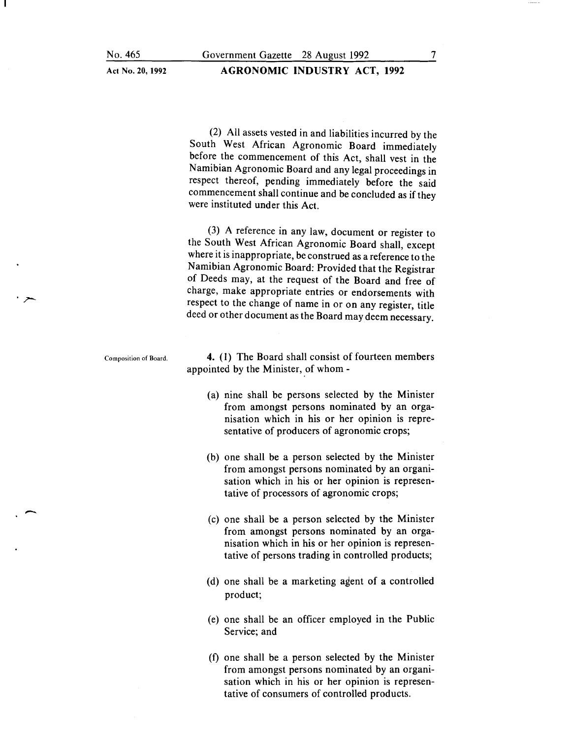(2) All assets vested in and liabilities incurred by the South West African Agronomic Board immediately before the commencement of this Act, shall vest in the Namibian Agronomic Board and any legal proceedings in respect thereof, pending immediately before the said commencement shall continue and be concluded as if they were instituted under this Act.

(3) A reference in any law, document or register to the South West African Agronomic Board shall, except where it is inappropriate, be construed as a reference to the Namibian Agronomic Board: Provided that the Registrar of Deeds may, at the request of the Board and free of charge, make appropriate entries or endorsements with respect to the change of name in or on any register, title deed or other document as the Board may deem necessary.

Composition of Board.

**4.** (1) The Board shall consist of fourteen members appointed by the Minister, of whom -

(a) nine shall be persons selected by the Minister from amongst persons nominated by an organisation which in his or her opinion is representative of producers of agronomic crops;

(b) one shall be a person selected by the Minister from amongst persons nominated by an organisation which in his or her opinion is representative of processors of agronomic crops;

(c) one shall be a person selected by the Minister from amongst persons nominated by an organisation which in his or her opinion is representative of persons trading in controlled products;

(d) one shall be a marketing agent of a controlled product;

(e) one shall be an officer employed in the Public Service; and

(f) one shall be a person selected by the Minister from amongst persons nominated by an organisation which in his or her opinion is representative of consumers of controlled products.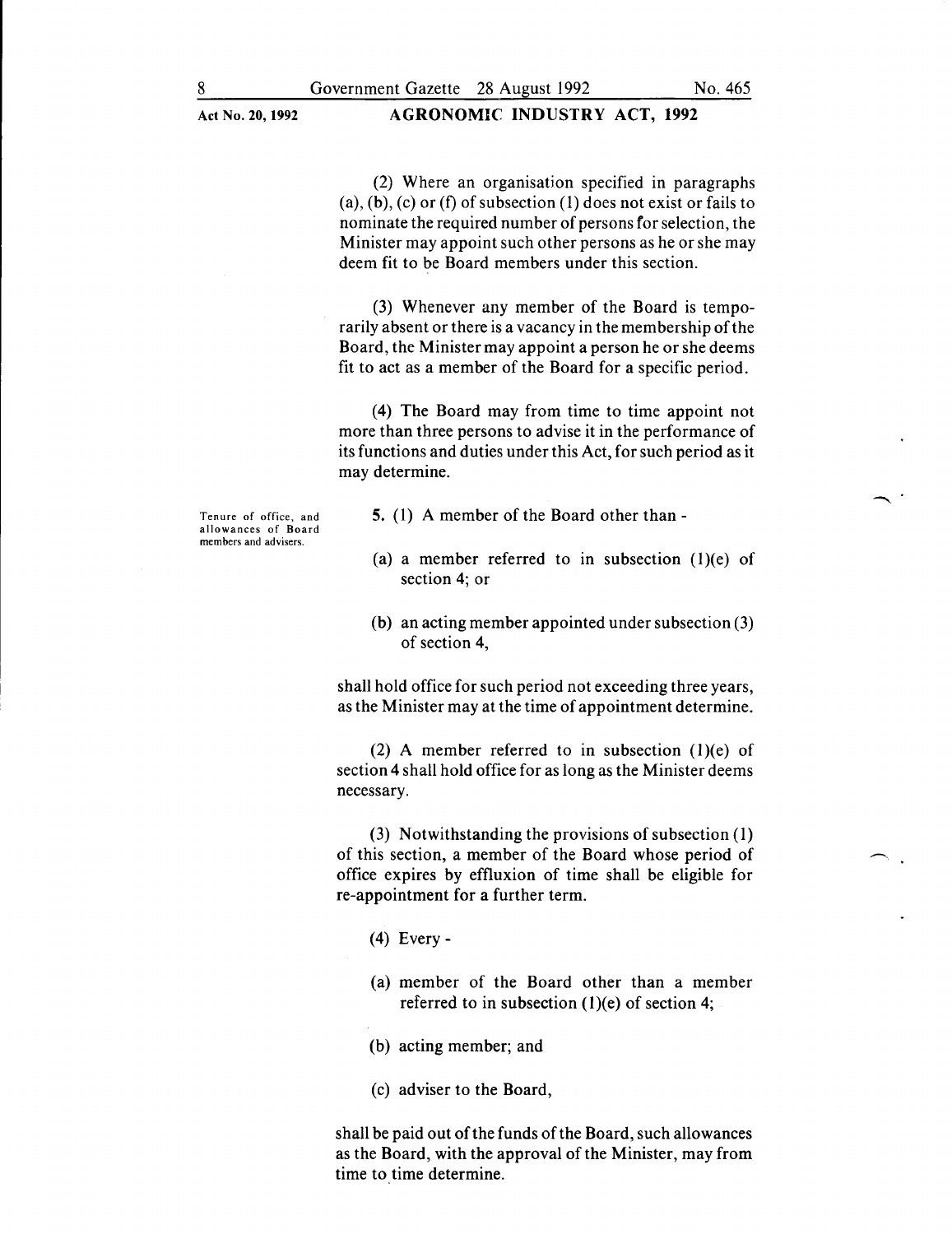(2) Where an organisation specified in paragraphs (a), (b), (c) or (f) of subsection (1) does not exist or fails to nominate the required number of persons for selection, the Minister may appoint such other persons as he or she may deem fit to be Board members under this section.

(3) Whenever any member of the Board is temporarily absent or there is a vacancy in the membership of the Board, the Minister may appoint a person he or she deems fit to act as a member of the Board for a specific period.

(4) The Board may from time to time appoint not more than three persons to advise it in the performance of its functions and duties under this Act, for such period as it may determine.

**Tenure of office, and allowances of Board members and advisers.**

**5.** (1) A member of the Board other than -

(a) a member referred to in subsection (1)(e) of section 4; or

(b) an acting member appointed under subsection (3) of section 4,

shall hold office for such period not exceeding three years, as the Minister may at the time of appointment determine.

(2) A member referred to in subsection (1)(e) of section 4 shall hold office for as long as the Minister deems necessary.

(3) Notwithstanding the provisions of subsection (1) of this section, a member of the Board whose period of office expires by effluxion of time shall be eligible for re-appointment for a further term.

(4) Every -

(a) member of the Board other than a member referred to in subsection (1)(e) of section 4;

(b) acting member; and

(c) adviser to the Board,

shall be paid out of the funds of the Board, such allowances as the Board, with the approval of the Minister, may from time to time determine.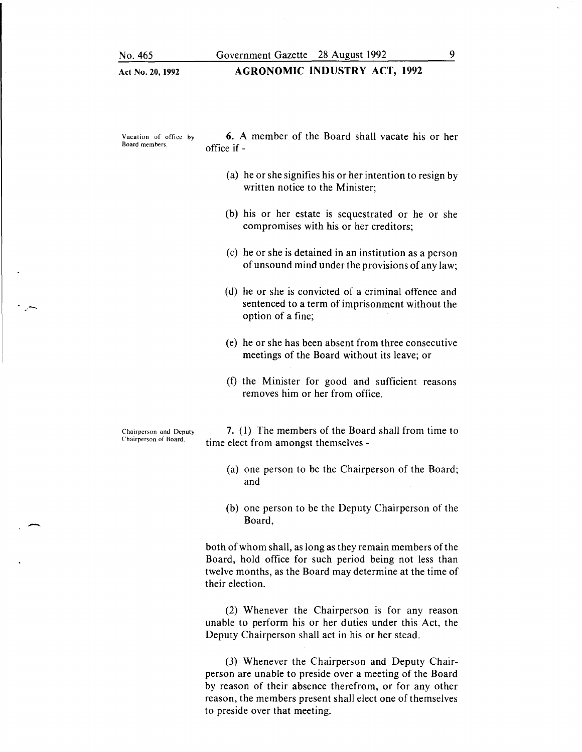**Vacation of office by Board members.**

**6.** A member of the Board shall vacate his or her office if -

(a) he or she signifies his or her intention to resign by written notice to the Minister;

(b) his or her estate is sequestrated or he or she compromises with his or her creditors;

(c) he or she is detained in an institution as a person of unsound mind under the provisions of any law;

(d) he or she is convicted of a criminal offence and sentenced to a term of imprisonment without the option of a fine;

(e) he or she has been absent from three consecutive meetings of the Board without its leave; or

(f) the Minister for good and sufficient reasons removes him or her from office.

**Chairperson and Deputy Chairperson of Board.**

**7.** (1) The members of the Board shall from time to time elect from amongst themselves -

(a) one person to be the Chairperson of the Board; and

(b) one person to be the Deputy Chairperson of the Board,

both of whom shall, as long as they remain members of the Board, hold office for such period being not less than twelve months, as the Board may determine at the time of their election.

(2) Whenever the Chairperson is for any reason unable to perform his or her duties under this Act, the Deputy Chairperson shall act in his or her stead.

(3) Whenever the Chairperson and Deputy Chairperson are unable to preside over a meeting of the Board by reason of their absence therefrom, or for any other reason, the members present shall elect one of themselves to preside over that meeting.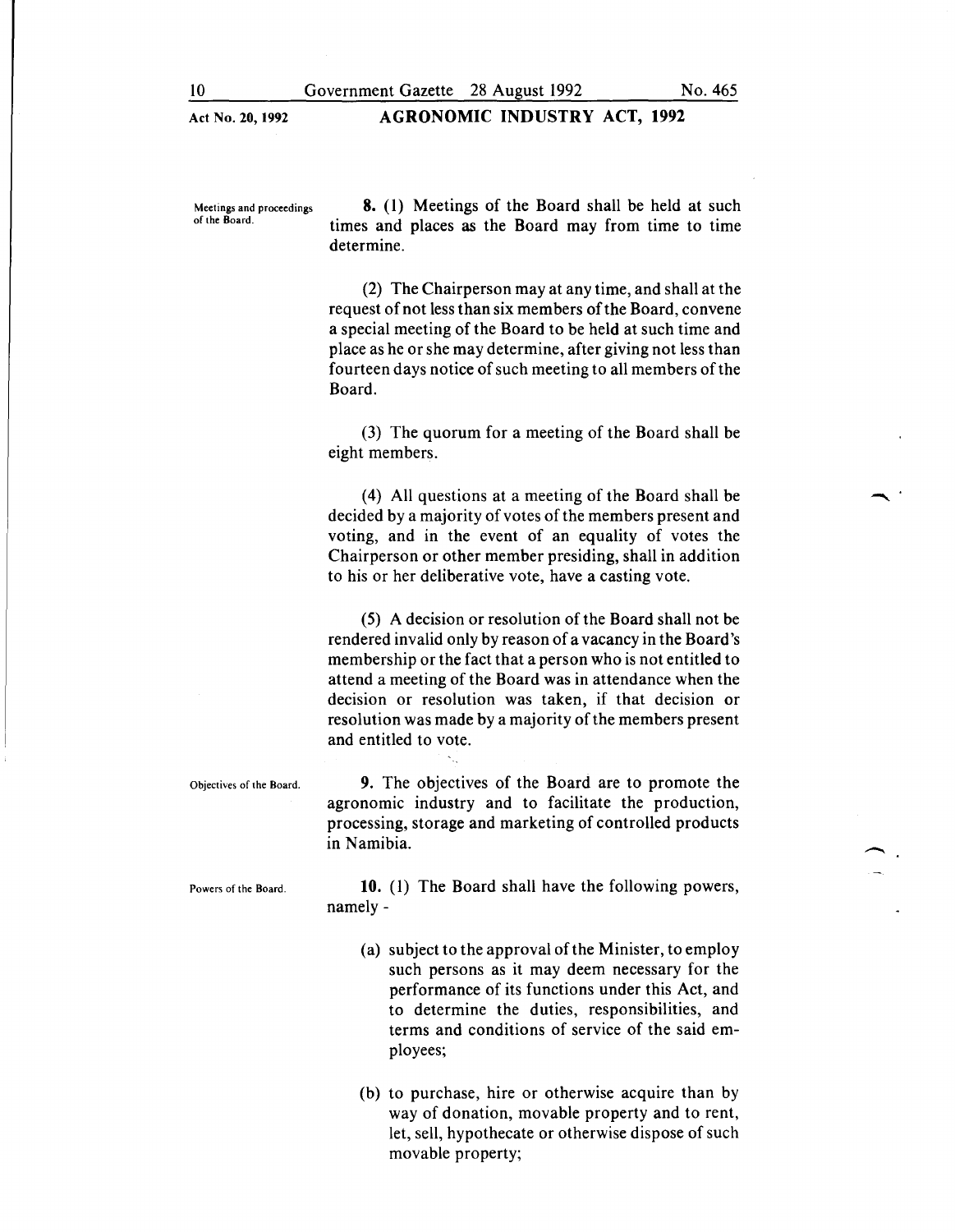**Meetings and proceedings of the Board.**

**8.** (1) Meetings of the Board shall be held at such times and places as the Board may from time to time determine.

(2) The Chairperson may at any time, and shall at the request of not less than six members of the Board, convene a special meeting of the Board to be held at such time and place as he or she may determine, after giving not less than fourteen days notice of such meeting to all members of the Board.

(3) The quorum for a meeting of the Board shall be eight members.

(4) All questions at a meeting of the Board shall be decided by a majority of votes of the members present and voting, and in the event of an equality of votes the Chairperson or other member presiding, shall in addition to his or her deliberative vote, have a casting vote.

(5) A decision or resolution of the Board shall not be rendered invalid only by reason of a vacancy in the Board's membership or the fact that a person who is not entitled to attend a meeting of the Board was in attendance when the decision or resolution was taken, if that decision or resolution was made by a majority of the members present and entitled to vote.

**Objectives of the Board.**

**9.** The objectives of the Board are to promote the agronomic industry and to facilitate the production, processing, storage and marketing of controlled products in Namibia.

**Powers of the Board.**

**10.** (1) The Board shall have the following powers, namely -

(a) subject to the approval of the Minister, to employ such persons as it may deem necessary for the performance of its functions under this Act, and to determine the duties, responsibilities, and terms and conditions of service of the said employees;

(b) to purchase, hire or otherwise acquire than by way of donation, movable property and to rent, let, sell, hypothecate or otherwise dispose of such movable property;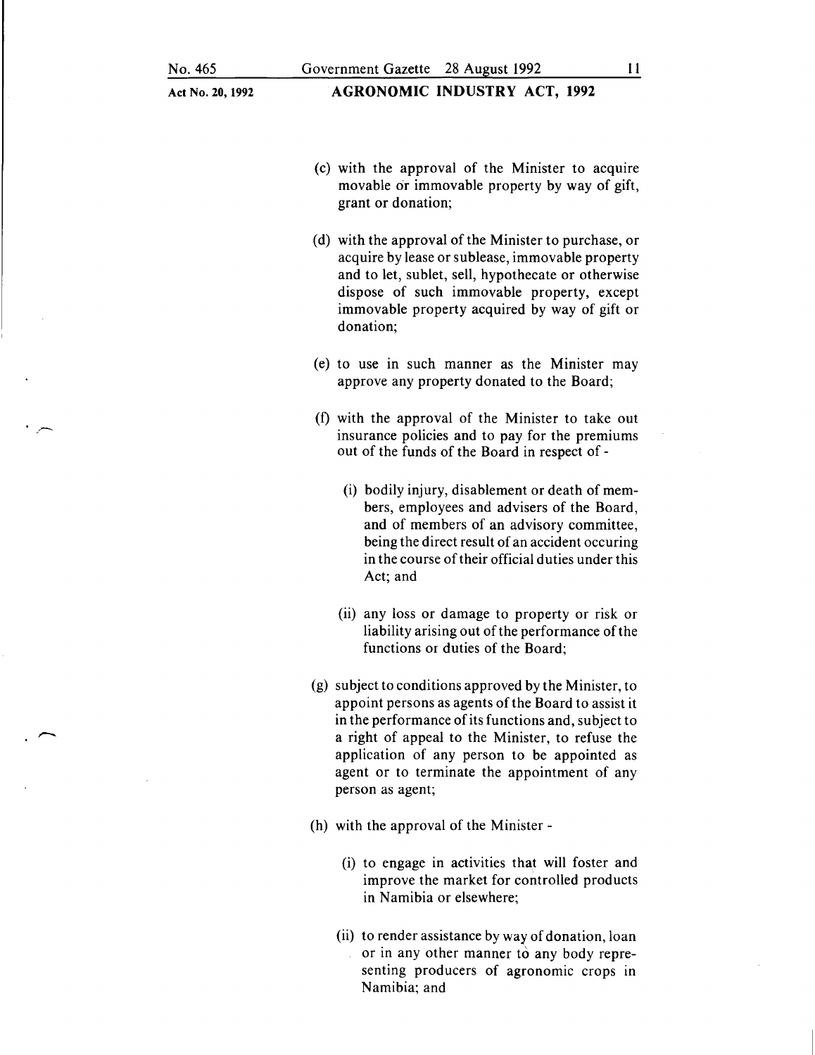(c) with the approval of the Minister to acquire movable or immovable property by way of gift, grant or donation;

(d) with the approval of the Minister to purchase, or acquire by lease or sublease, immovable property and to let, sublet, sell, hypothecate or otherwise dispose of such immovable property, except immovable property acquired by way of gift or donation;

(e) to use in such manner as the Minister may approve any property donated to the Board;

(f) with the approval of the Minister to take out insurance policies and to pay for the premiums out of the funds of the Board in respect of -

   (i) bodily injury, disablement or death of members, employees and advisers of the Board, and of members of an advisory committee, being the direct result of an accident occuring in the course of their official duties under this Act; and

   (ii) any loss or damage to property or risk or liability arising out of the performance of the functions or duties of the Board;

(g) subject to conditions approved by the Minister, to appoint persons as agents of the Board to assist it in the performance of its functions and, subject to a right of appeal to the Minister, to refuse the application of any person to be appointed as agent or to terminate the appointment of any person as agent;

(h) with the approval of the Minister -

   (i) to engage in activities that will foster and improve the market for controlled products in Namibia or elsewhere;

   (ii) to render assistance by way of donation, loan or in any other manner to any body representing producers of agronomic crops in Namibia; and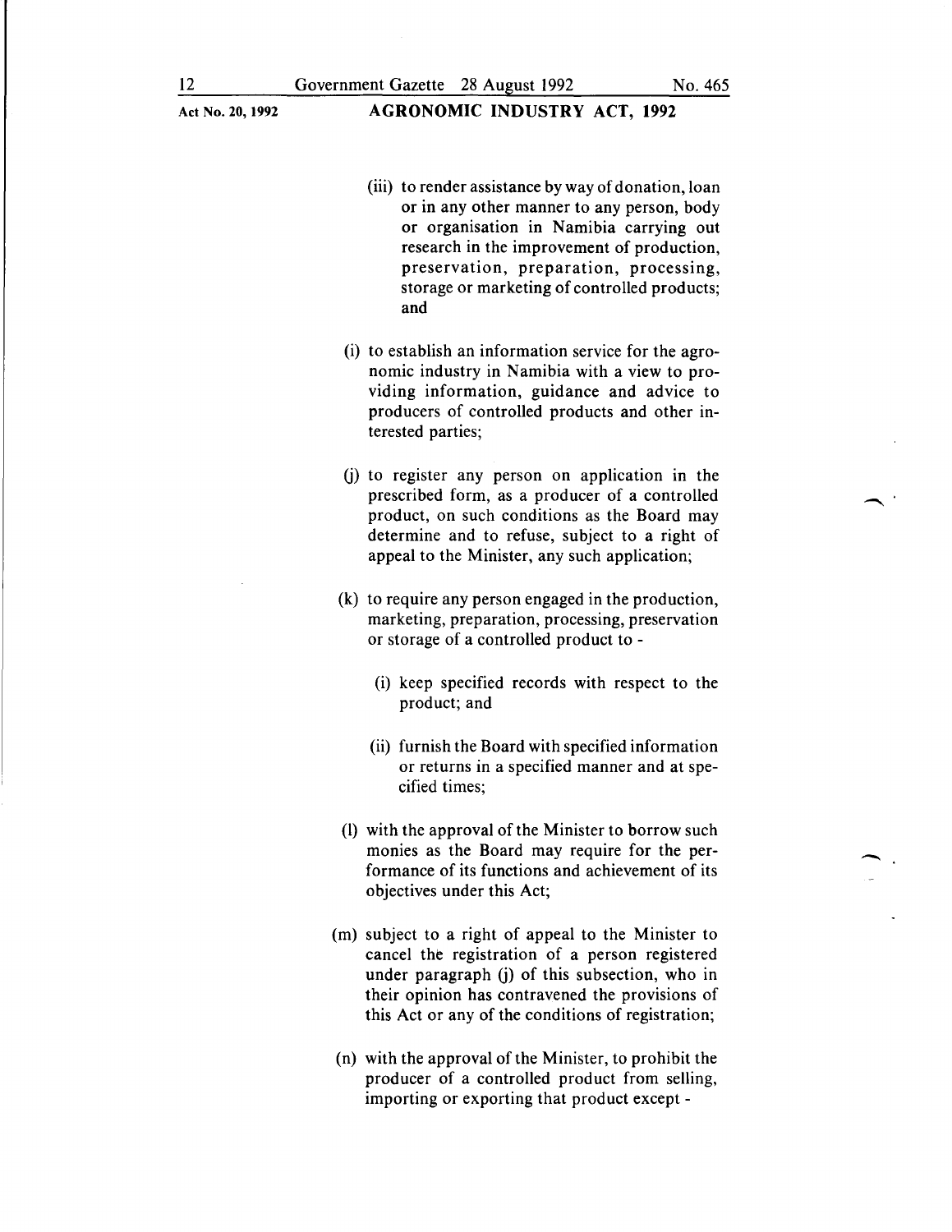(iii) to render assistance by way of donation, loan or in any other manner to any person, body or organisation in Namibia carrying out research in the improvement of production, preservation, preparation, processing, storage or marketing of controlled products; and

(i) to establish an information service for the agronomic industry in Namibia with a view to providing information, guidance and advice to producers of controlled products and other interested parties;

(j) to register any person on application in the prescribed form, as a producer of a controlled product, on such conditions as the Board may determine and to refuse, subject to a right of appeal to the Minister, any such application;

(k) to require any person engaged in the production, marketing, preparation, processing, preservation or storage of a controlled product to -

(i) keep specified records with respect to the product; and

(ii) furnish the Board with specified information or returns in a specified manner and at specified times;

(l) with the approval of the Minister to borrow such monies as the Board may require for the performance of its functions and achievement of its objectives under this Act;

(m) subject to a right of appeal to the Minister to cancel the registration of a person registered under paragraph (j) of this subsection, who in their opinion has contravened the provisions of this Act or any of the conditions of registration;

(n) with the approval of the Minister, to prohibit the producer of a controlled product from selling, importing or exporting that product except -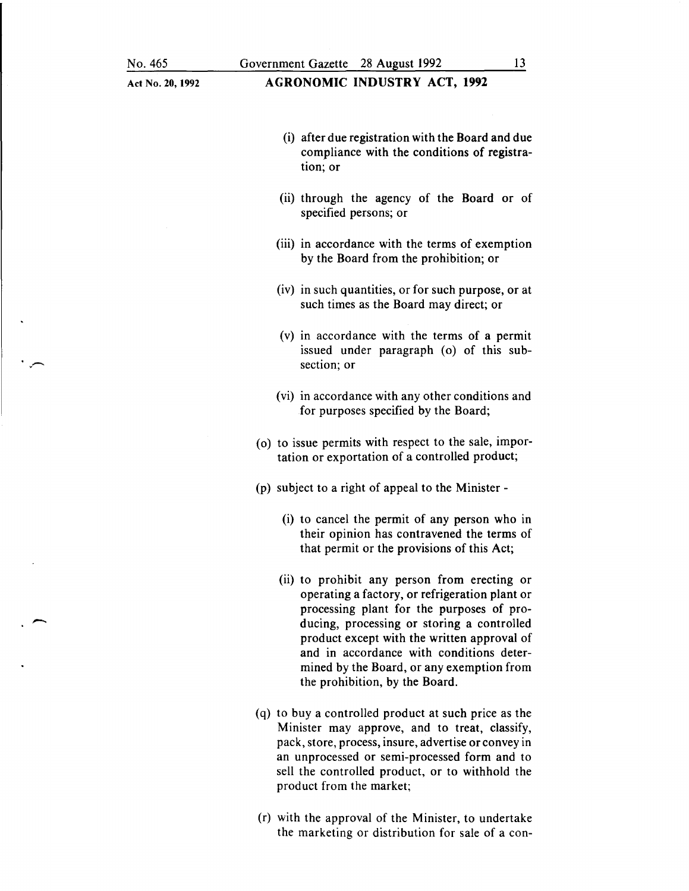(i) after due registration with the Board and due compliance with the conditions of registration; or

(ii) through the agency of the Board or of specified persons; or

(iii) in accordance with the terms of exemption by the Board from the prohibition; or

(iv) in such quantities, or for such purpose, or at such times as the Board may direct; or

(v) in accordance with the terms of a permit issued under paragraph (o) of this subsection; or

(vi) in accordance with any other conditions and for purposes specified by the Board;

(o) to issue permits with respect to the sale, importation or exportation of a controlled product;

(p) subject to a right of appeal to the Minister -

(i) to cancel the permit of any person who in their opinion has contravened the terms of that permit or the provisions of this Act;

(ii) to prohibit any person from erecting or operating a factory, or refrigeration plant or processing plant for the purposes of producing, processing or storing a controlled product except with the written approval of and in accordance with conditions determined by the Board, or any exemption from the prohibition, by the Board.

(q) to buy a controlled product at such price as the Minister may approve, and to treat, classify, pack, store, process, insure, advertise or convey in an unprocessed or semi-processed form and to sell the controlled product, or to withhold the product from the market;

(r) with the approval of the Minister, to undertake the marketing or distribution for sale of a con-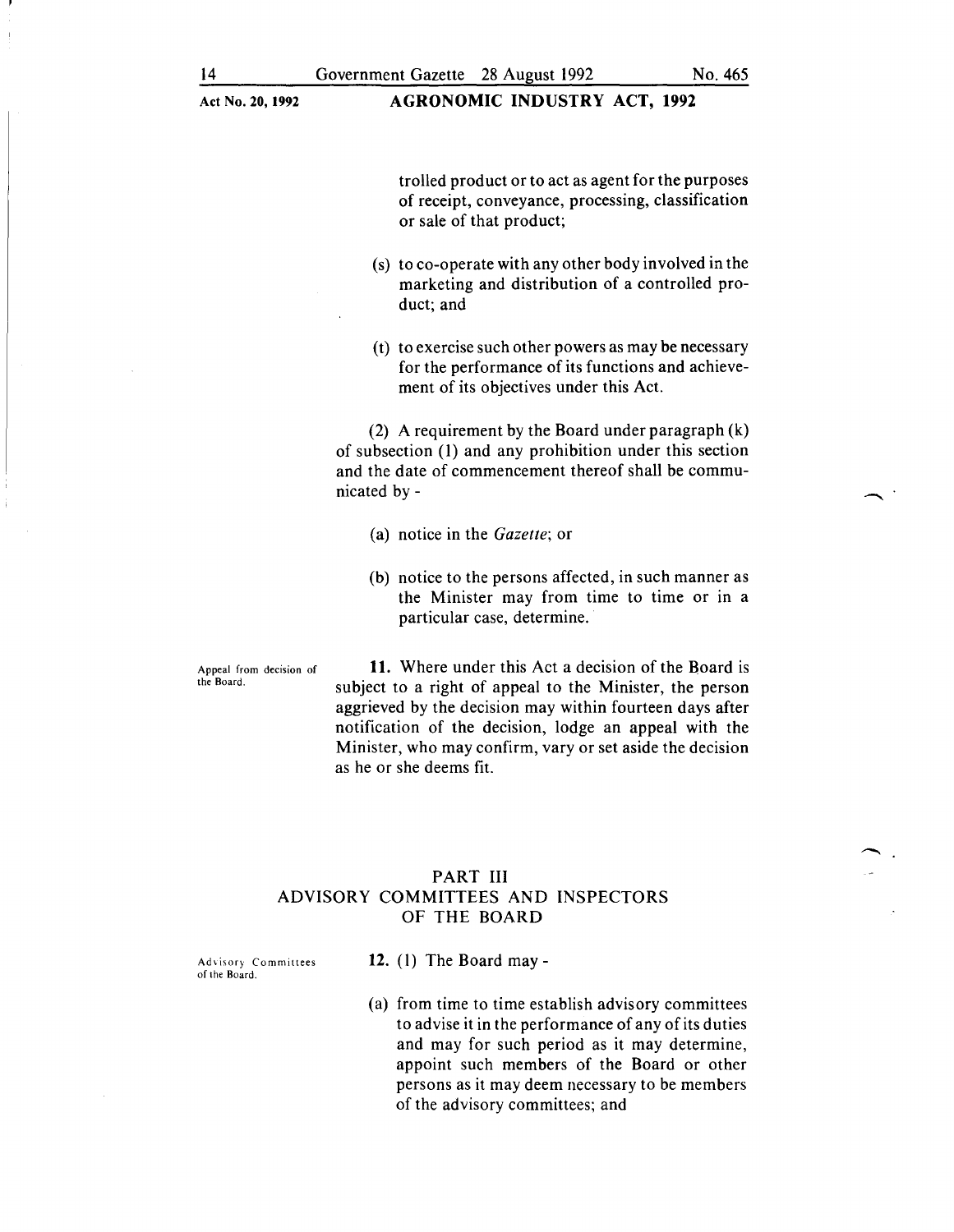trolled product or to act as agent for the purposes of receipt, conveyance, processing, classification or sale of that product;

(s) to co-operate with any other body involved in the marketing and distribution of a controlled product; and

(t) to exercise such other powers as may be necessary for the performance of its functions and achievement of its objectives under this Act.

(2) A requirement by the Board under paragraph (k) of subsection (1) and any prohibition under this section and the date of commencement thereof shall be communicated by -

(a) notice in the *Gazette*; or

(b) notice to the persons affected, in such manner as the Minister may from time to time or in a particular case, determine.

Appeal from decision of the Board.

**11.** Where under this Act a decision of the Board is subject to a right of appeal to the Minister, the person aggrieved by the decision may within fourteen days after notification of the decision, lodge an appeal with the Minister, who may confirm, vary or set aside the decision as he or she deems fit.

## PART III
## ADVISORY COMMITTEES AND INSPECTORS OF THE BOARD

Advisory Committees of the Board.

**12.** (1) The Board may -

(a) from time to time establish advisory committees to advise it in the performance of any of its duties and may for such period as it may determine, appoint such members of the Board or other persons as it may deem necessary to be members of the advisory committees; and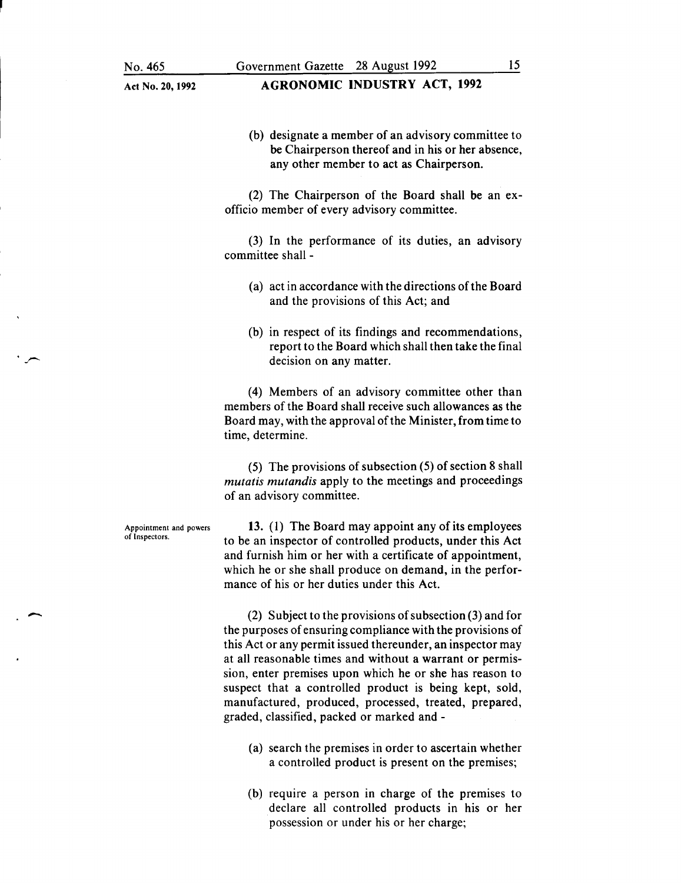(b) designate a member of an advisory committee to be Chairperson thereof and in his or her absence, any other member to act as Chairperson.

(2) The Chairperson of the Board shall be an ex-officio member of every advisory committee.

(3) In the performance of its duties, an advisory committee shall -

(a) act in accordance with the directions of the Board and the provisions of this Act; and

(b) in respect of its findings and recommendations, report to the Board which shall then take the final decision on any matter.

(4) Members of an advisory committee other than members of the Board shall receive such allowances as the Board may, with the approval of the Minister, from time to time, determine.

(5) The provisions of subsection (5) of section 8 shall *mutatis mutandis* apply to the meetings and proceedings of an advisory committee.

**Appointment and powers of Inspectors.**

**13.** (1) The Board may appoint any of its employees to be an inspector of controlled products, under this Act and furnish him or her with a certificate of appointment, which he or she shall produce on demand, in the performance of his or her duties under this Act.

(2) Subject to the provisions of subsection (3) and for the purposes of ensuring compliance with the provisions of this Act or any permit issued thereunder, an inspector may at all reasonable times and without a warrant or permission, enter premises upon which he or she has reason to suspect that a controlled product is being kept, sold, manufactured, produced, processed, treated, prepared, graded, classified, packed or marked and -

(a) search the premises in order to ascertain whether a controlled product is present on the premises;

(b) require a person in charge of the premises to declare all controlled products in his or her possession or under his or her charge;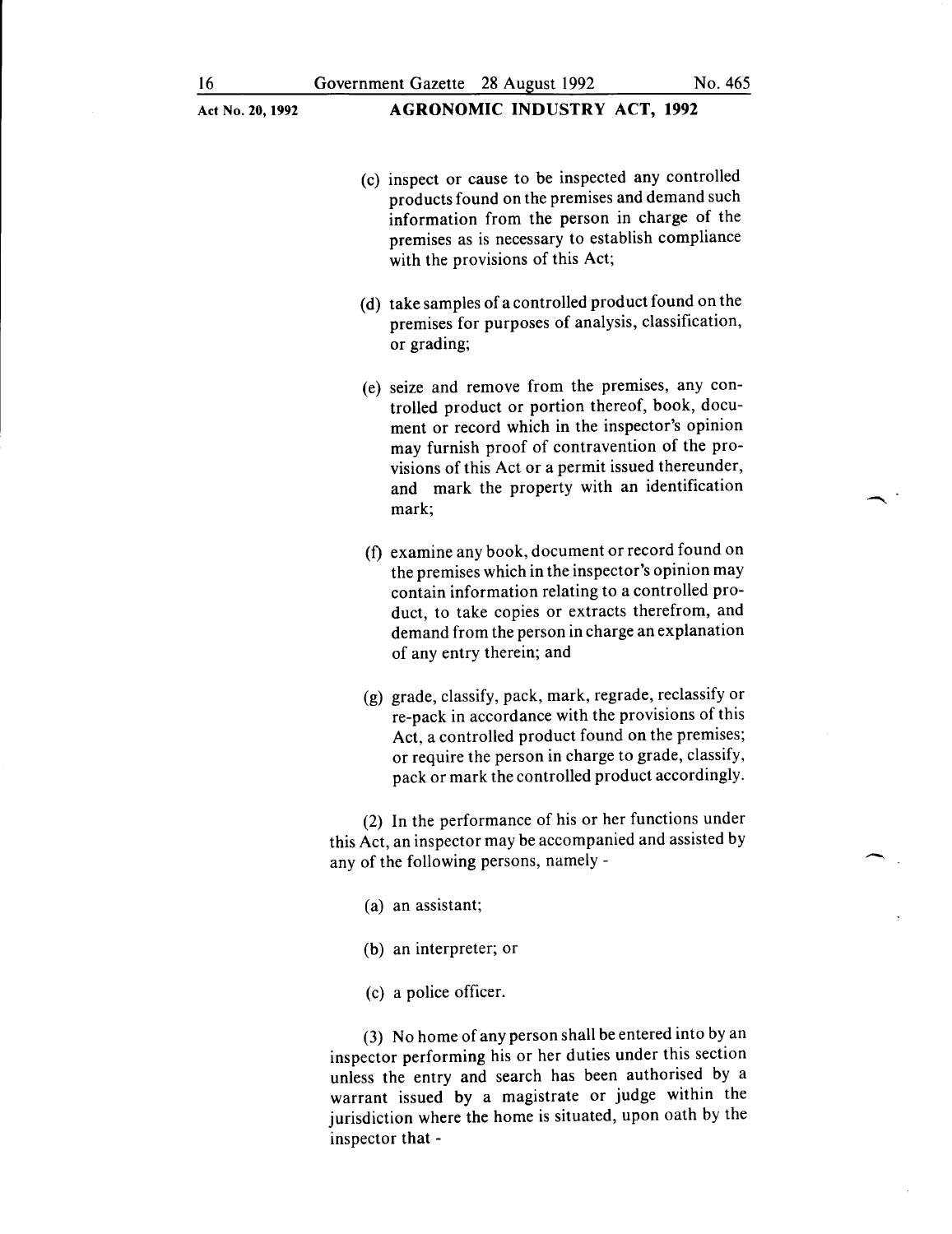(c) inspect or cause to be inspected any controlled products found on the premises and demand such information from the person in charge of the premises as is necessary to establish compliance with the provisions of this Act;

(d) take samples of a controlled product found on the premises for purposes of analysis, classification, or grading;

(e) seize and remove from the premises, any controlled product or portion thereof, book, document or record which in the inspector's opinion may furnish proof of contravention of the provisions of this Act or a permit issued thereunder, and mark the property with an identification mark;

(f) examine any book, document or record found on the premises which in the inspector's opinion may contain information relating to a controlled product, to take copies or extracts therefrom, and demand from the person in charge an explanation of any entry therein; and

(g) grade, classify, pack, mark, regrade, reclassify or re-pack in accordance with the provisions of this Act, a controlled product found on the premises; or require the person in charge to grade, classify, pack or mark the controlled product accordingly.

(2) In the performance of his or her functions under this Act, an inspector may be accompanied and assisted by any of the following persons, namely -

(a) an assistant;

(b) an interpreter; or

(c) a police officer.

(3) No home of any person shall be entered into by an inspector performing his or her duties under this section unless the entry and search has been authorised by a warrant issued by a magistrate or judge within the jurisdiction where the home is situated, upon oath by the inspector that -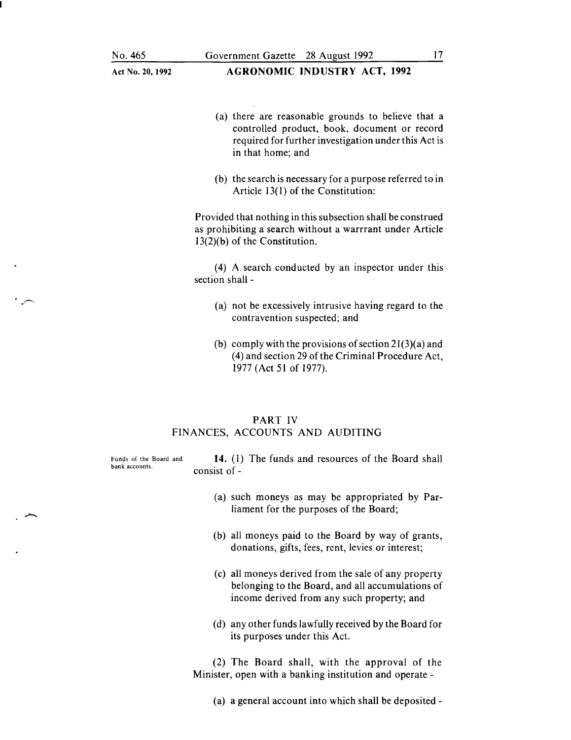(a) there are reasonable grounds to believe that a controlled product, book, document or record required for further investigation under this Act is in that home; and

(b) the search is necessary for a purpose referred to in Article 13(1) of the Constitution:

Provided that nothing in this subsection shall be construed as prohibiting a search without a warrrant under Article 13(2)(b) of the Constitution.

(4) A search conducted by an inspector under this section shall -

(a) not be excessively intrusive having regard to the contravention suspected; and

(b) comply with the provisions of section 21(3)(a) and (4) and section 29 of the Criminal Procedure Act, 1977 (Act 51 of 1977).

## PART IV
## FINANCES, ACCOUNTS AND AUDITING

Funds of the Board and bank accounts.

**14.** (1) The funds and resources of the Board shall consist of -

(a) such moneys as may be appropriated by Parliament for the purposes of the Board;

(b) all moneys paid to the Board by way of grants, donations, gifts, fees, rent, levies or interest;

(c) all moneys derived from the sale of any property belonging to the Board, and all accumulations of income derived from any such property; and

(d) any other funds lawfully received by the Board for its purposes under this Act.

(2) The Board shall, with the approval of the Minister, open with a banking institution and operate -

(a) a general account into which shall be deposited -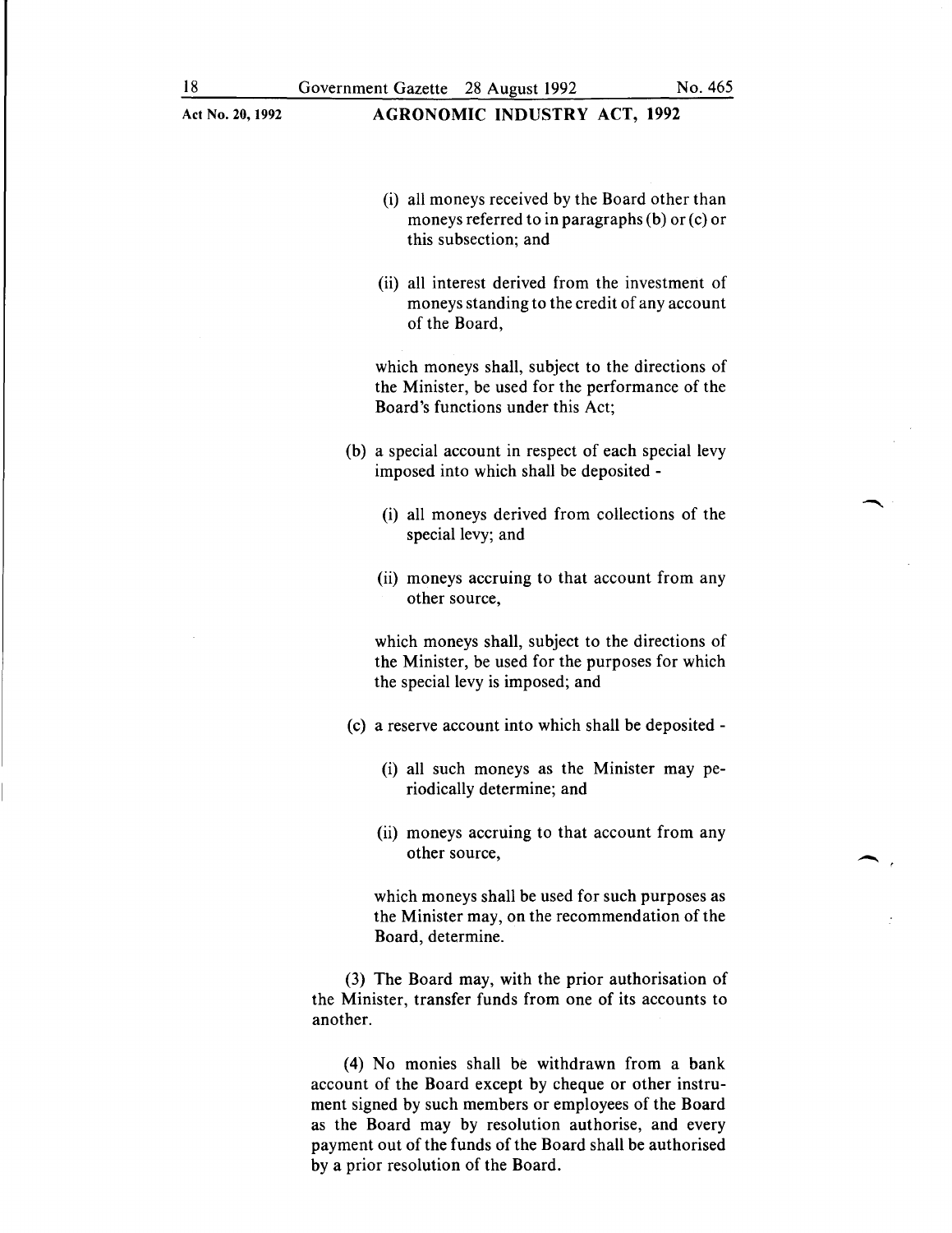(i) all moneys received by the Board other than moneys referred to in paragraphs (b) or (c) or this subsection; and

(ii) all interest derived from the investment of moneys standing to the credit of any account of the Board,

which moneys shall, subject to the directions of the Minister, be used for the performance of the Board's functions under this Act;

(b) a special account in respect of each special levy imposed into which shall be deposited -

(i) all moneys derived from collections of the special levy; and

(ii) moneys accruing to that account from any other source,

which moneys shall, subject to the directions of the Minister, be used for the purposes for which the special levy is imposed; and

(c) a reserve account into which shall be deposited -

(i) all such moneys as the Minister may periodically determine; and

(ii) moneys accruing to that account from any other source,

which moneys shall be used for such purposes as the Minister may, on the recommendation of the Board, determine.

(3) The Board may, with the prior authorisation of the Minister, transfer funds from one of its accounts to another.

(4) No monies shall be withdrawn from a bank account of the Board except by cheque or other instrument signed by such members or employees of the Board as the Board may by resolution authorise, and every payment out of the funds of the Board shall be authorised by a prior resolution of the Board.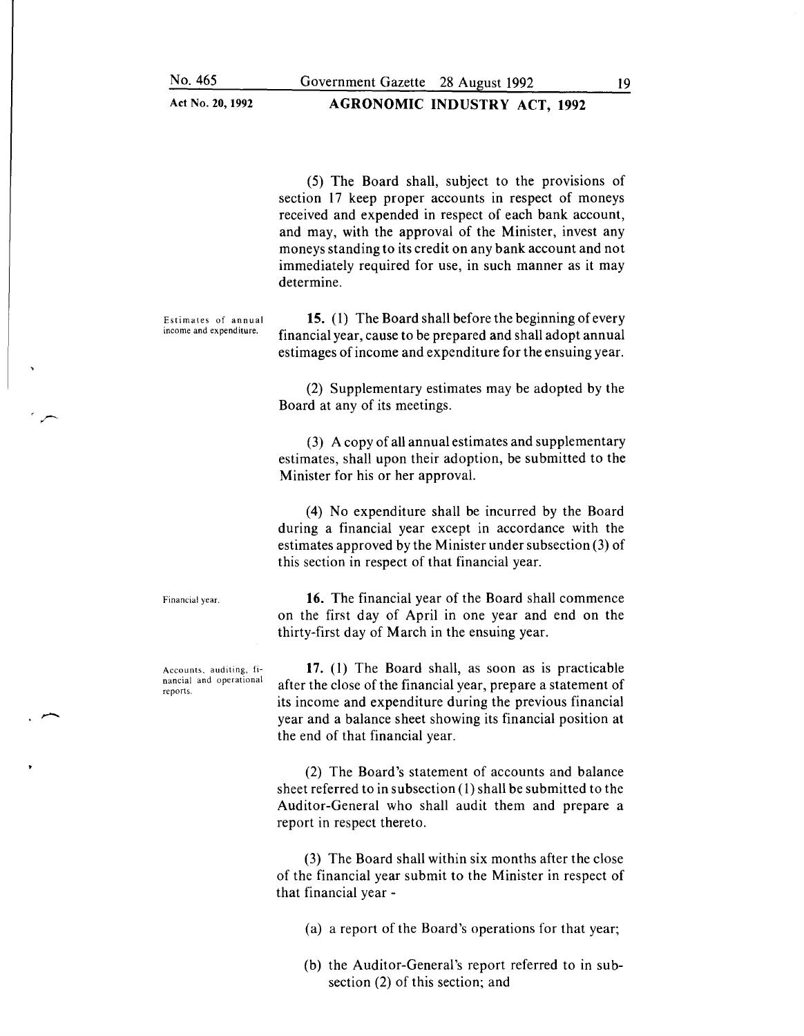(5) The Board shall, subject to the provisions of section 17 keep proper accounts in respect of moneys received and expended in respect of each bank account, and may, with the approval of the Minister, invest any moneys standing to its credit on any bank account and not immediately required for use, in such manner as it may determine.

*Estimates of annual income and expenditure.*

**15.** (1) The Board shall before the beginning of every financial year, cause to be prepared and shall adopt annual estimages of income and expenditure for the ensuing year.

(2) Supplementary estimates may be adopted by the Board at any of its meetings.

(3) A copy of all annual estimates and supplementary estimates, shall upon their adoption, be submitted to the Minister for his or her approval.

(4) No expenditure shall be incurred by the Board during a financial year except in accordance with the estimates approved by the Minister under subsection (3) of this section in respect of that financial year.

*Financial year.*

**16.** The financial year of the Board shall commence on the first day of April in one year and end on the thirty-first day of March in the ensuing year.

*Accounts, auditing, financial and operational reports.*

**17.** (1) The Board shall, as soon as is practicable after the close of the financial year, prepare a statement of its income and expenditure during the previous financial year and a balance sheet showing its financial position at the end of that financial year.

(2) The Board's statement of accounts and balance sheet referred to in subsection (1) shall be submitted to the Auditor-General who shall audit them and prepare a report in respect thereto.

(3) The Board shall within six months after the close of the financial year submit to the Minister in respect of that financial year -

(a) a report of the Board's operations for that year;

(b) the Auditor-General's report referred to in subsection (2) of this section; and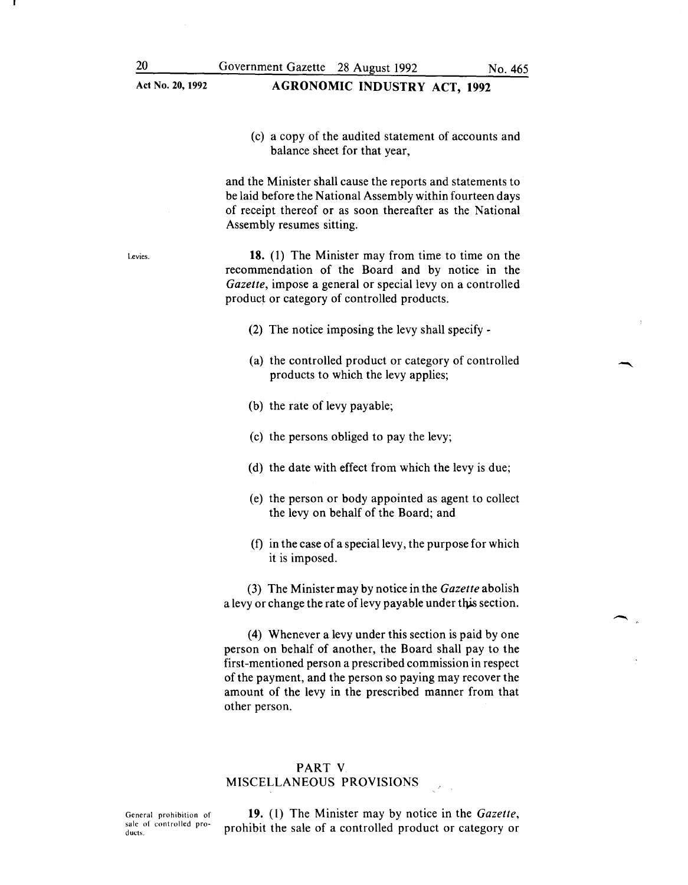(c) a copy of the audited statement of accounts and balance sheet for that year,

and the Minister shall cause the reports and statements to be laid before the National Assembly within fourteen days of receipt thereof or as soon thereafter as the National Assembly resumes sitting.

Levies.

**18.** (1) The Minister may from time to time on the recommendation of the Board and by notice in the *Gazette*, impose a general or special levy on a controlled product or category of controlled products.

(2) The notice imposing the levy shall specify -

(a) the controlled product or category of controlled products to which the levy applies;

(b) the rate of levy payable;

(c) the persons obliged to pay the levy;

(d) the date with effect from which the levy is due;

(e) the person or body appointed as agent to collect the levy on behalf of the Board; and

(f) in the case of a special levy, the purpose for which it is imposed.

(3) The Minister may by notice in the *Gazette* abolish a levy or change the rate of levy payable under this section.

(4) Whenever a levy under this section is paid by one person on behalf of another, the Board shall pay to the first-mentioned person a prescribed commission in respect of the payment, and the person so paying may recover the amount of the levy in the prescribed manner from that other person.

## PART V
## MISCELLANEOUS PROVISIONS

General prohibition of sale of controlled products.

**19.** (1) The Minister may by notice in the *Gazette*, prohibit the sale of a controlled product or category or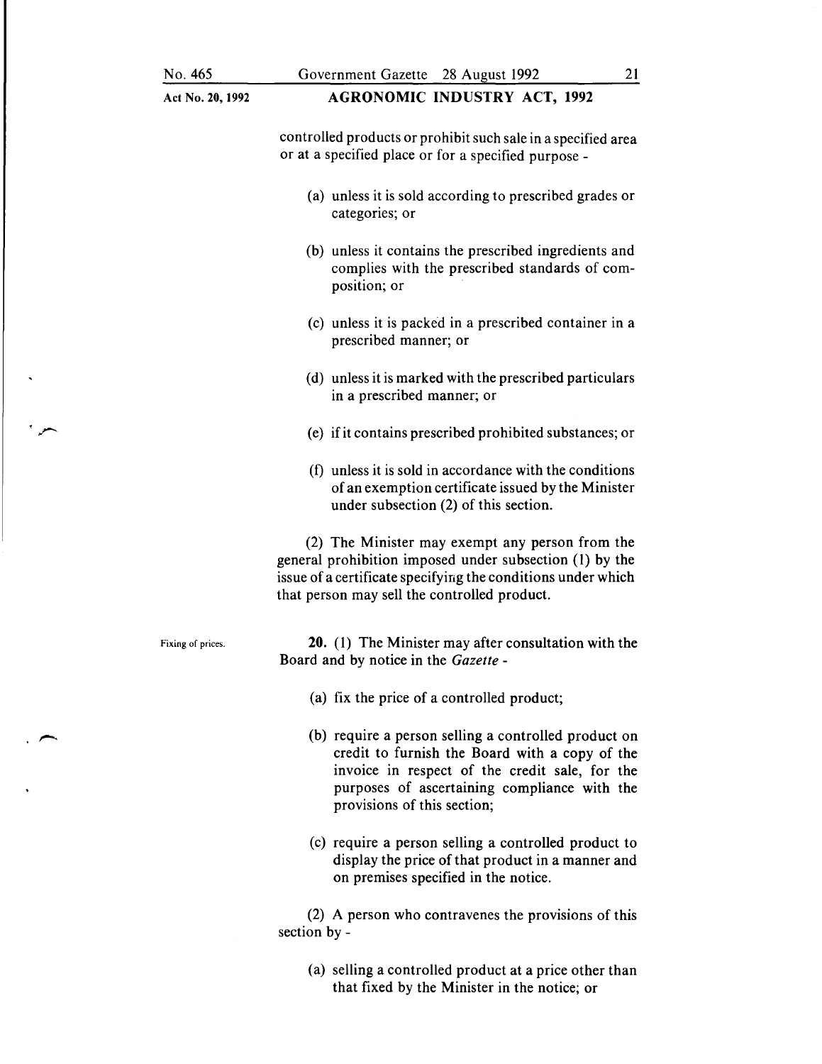controlled products or prohibit such sale in a specified area or at a specified place or for a specified purpose -

(a) unless it is sold according to prescribed grades or categories; or

(b) unless it contains the prescribed ingredients and complies with the prescribed standards of composition; or

(c) unless it is packed in a prescribed container in a prescribed manner; or

(d) unless it is marked with the prescribed particulars in a prescribed manner; or

(e) if it contains prescribed prohibited substances; or

(f) unless it is sold in accordance with the conditions of an exemption certificate issued by the Minister under subsection (2) of this section.

(2) The Minister may exempt any person from the general prohibition imposed under subsection (1) by the issue of a certificate specifying the conditions under which that person may sell the controlled product.

Fixing of prices.

**20.** (1) The Minister may after consultation with the Board and by notice in the *Gazette* -

(a) fix the price of a controlled product;

(b) require a person selling a controlled product on credit to furnish the Board with a copy of the invoice in respect of the credit sale, for the purposes of ascertaining compliance with the provisions of this section;

(c) require a person selling a controlled product to display the price of that product in a manner and on premises specified in the notice.

(2) A person who contravenes the provisions of this section by -

(a) selling a controlled product at a price other than that fixed by the Minister in the notice; or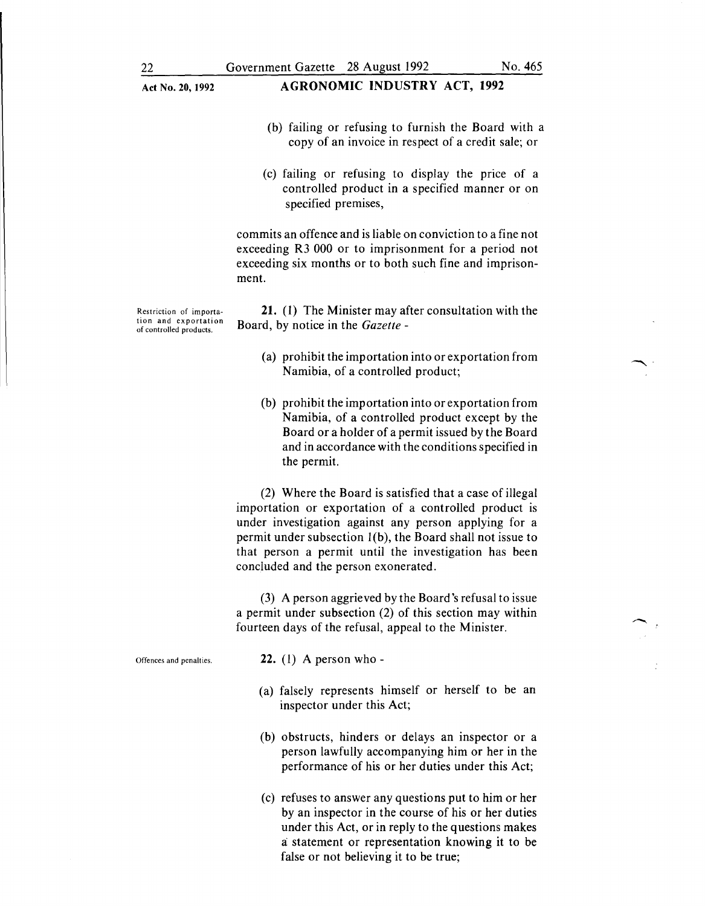(b) failing or refusing to furnish the Board with a copy of an invoice in respect of a credit sale; or

(c) failing or refusing to display the price of a controlled product in a specified manner or on specified premises,

commits an offence and is liable on conviction to a fine not exceeding R3 000 or to imprisonment for a period not exceeding six months or to both such fine and imprisonment.

**Restriction of importation and exportation of controlled products.**

**21.** (1) The Minister may after consultation with the Board, by notice in the *Gazette* -

(a) prohibit the importation into or exportation from Namibia, of a controlled product;

(b) prohibit the importation into or exportation from Namibia, of a controlled product except by the Board or a holder of a permit issued by the Board and in accordance with the conditions specified in the permit.

(2) Where the Board is satisfied that a case of illegal importation or exportation of a controlled product is under investigation against any person applying for a permit under subsection 1(b), the Board shall not issue to that person a permit until the investigation has been concluded and the person exonerated.

(3) A person aggrieved by the Board's refusal to issue a permit under subsection (2) of this section may within fourteen days of the refusal, appeal to the Minister.

**Offences and penalties.**

**22.** (1) A person who -

(a) falsely represents himself or herself to be an inspector under this Act;

(b) obstructs, hinders or delays an inspector or a person lawfully accompanying him or her in the performance of his or her duties under this Act;

(c) refuses to answer any questions put to him or her by an inspector in the course of his or her duties under this Act, or in reply to the questions makes a statement or representation knowing it to be false or not believing it to be true;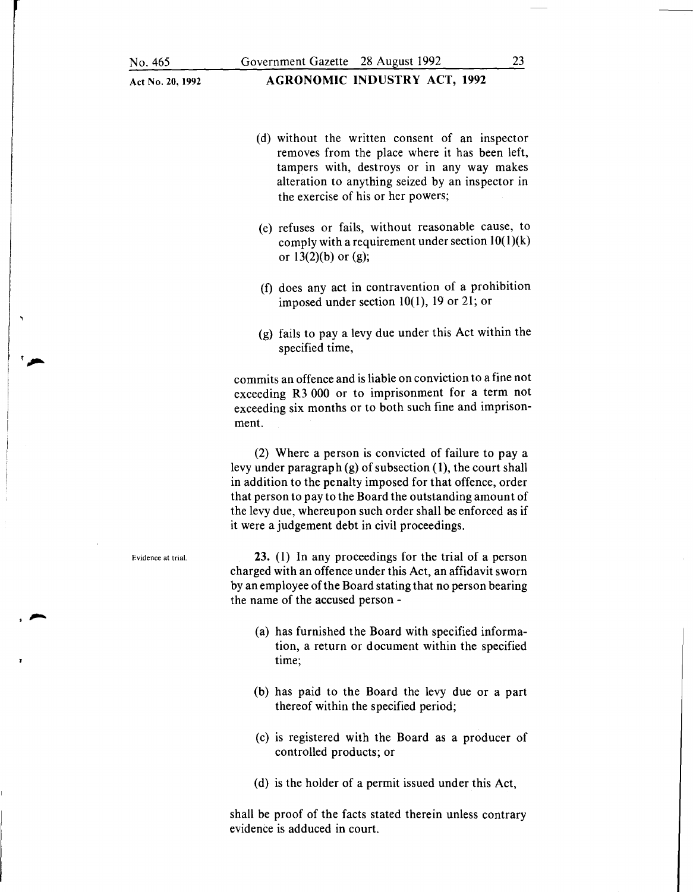(d) without the written consent of an inspector removes from the place where it has been left, tampers with, destroys or in any way makes alteration to anything seized by an inspector in the exercise of his or her powers;

(e) refuses or fails, without reasonable cause, to comply with a requirement under section 10(1)(k) or 13(2)(b) or (g);

(f) does any act in contravention of a prohibition imposed under section 10(1), 19 or 21; or

(g) fails to pay a levy due under this Act within the specified time,

commits an offence and is liable on conviction to a fine not exceeding R3 000 or to imprisonment for a term not exceeding six months or to both such fine and imprisonment.

(2) Where a person is convicted of failure to pay a levy under paragraph (g) of subsection (1), the court shall in addition to the penalty imposed for that offence, order that person to pay to the Board the outstanding amount of the levy due, whereupon such order shall be enforced as if it were a judgement debt in civil proceedings.

Evidence at trial.

**23.** (1) In any proceedings for the trial of a person charged with an offence under this Act, an affidavit sworn by an employee of the Board stating that no person bearing the name of the accused person -

(a) has furnished the Board with specified information, a return or document within the specified time;

(b) has paid to the Board the levy due or a part thereof within the specified period;

(c) is registered with the Board as a producer of controlled products; or

(d) is the holder of a permit issued under this Act,

shall be proof of the facts stated therein unless contrary evidence is adduced in court.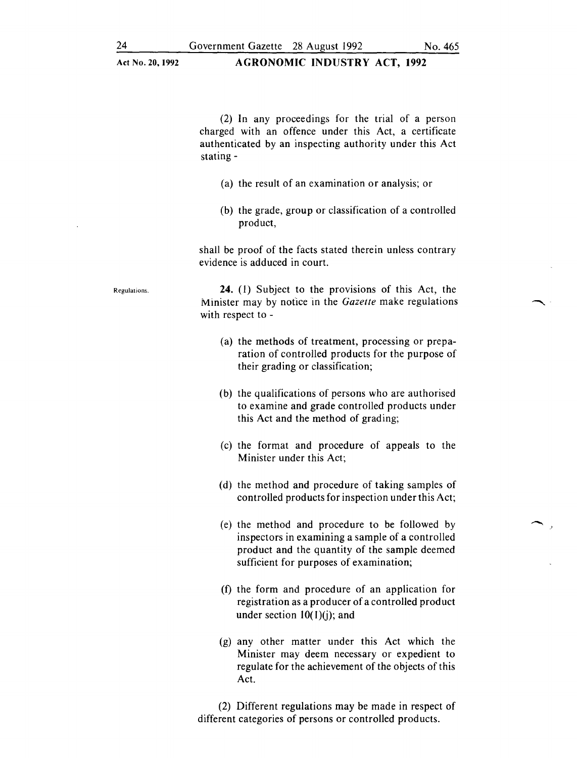(2) In any proceedings for the trial of a person charged with an offence under this Act, a certificate authenticated by an inspecting authority under this Act stating -

(a) the result of an examination or analysis; or

(b) the grade, group or classification of a controlled product,

shall be proof of the facts stated therein unless contrary evidence is adduced in court.

Regulations.

**24.** (1) Subject to the provisions of this Act, the Minister may by notice in the *Gazette* make regulations with respect to -

(a) the methods of treatment, processing or preparation of controlled products for the purpose of their grading or classification;

(b) the qualifications of persons who are authorised to examine and grade controlled products under this Act and the method of grading;

(c) the format and procedure of appeals to the Minister under this Act;

(d) the method and procedure of taking samples of controlled products for inspection under this Act;

(e) the method and procedure to be followed by inspectors in examining a sample of a controlled product and the quantity of the sample deemed sufficient for purposes of examination;

(f) the form and procedure of an application for registration as a producer of a controlled product under section 10(1)(j); and

(g) any other matter under this Act which the Minister may deem necessary or expedient to regulate for the achievement of the objects of this Act.

(2) Different regulations may be made in respect of different categories of persons or controlled products.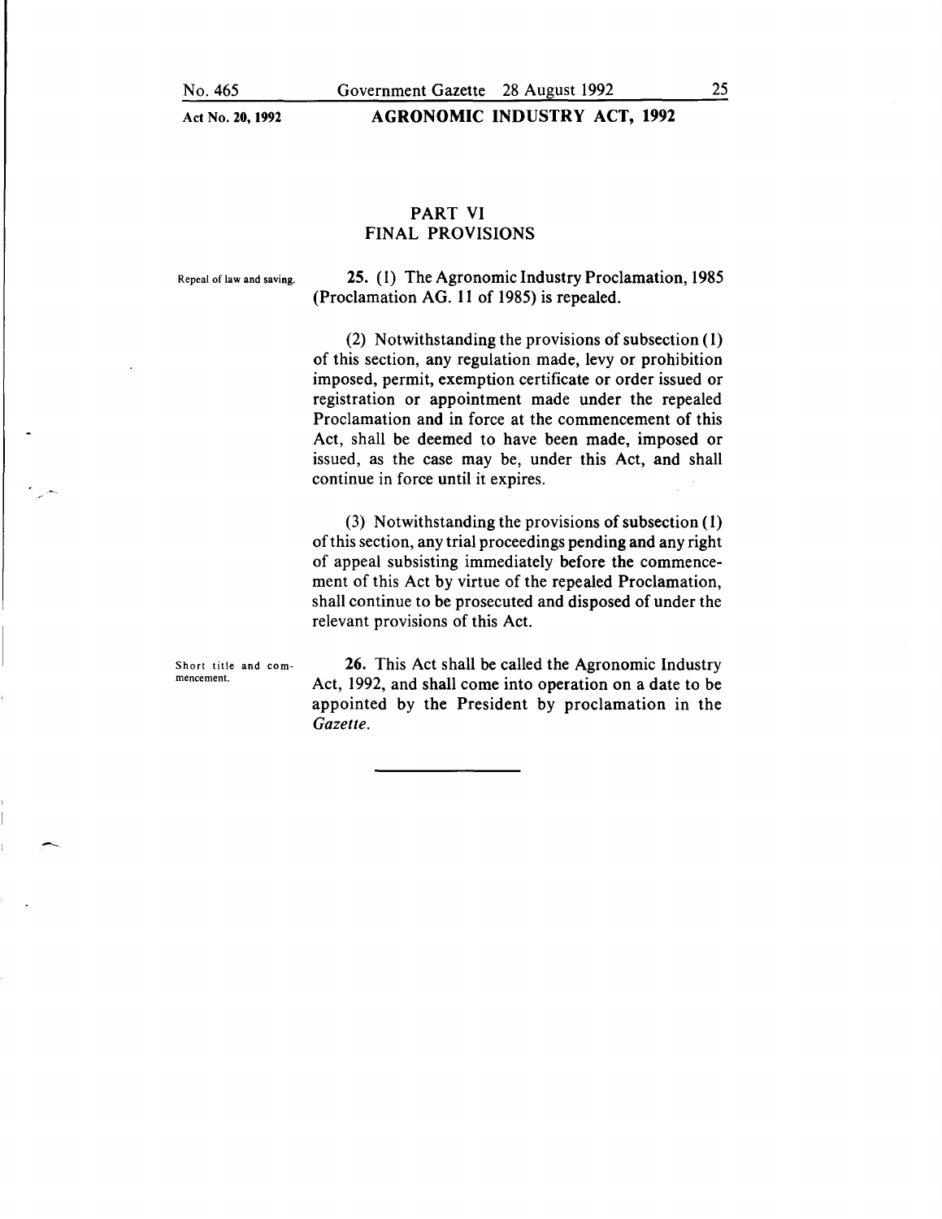## PART VI
## FINAL PROVISIONS

Repeal of law and saving.

**25.** (1) The Agronomic Industry Proclamation, 1985 (Proclamation AG. 11 of 1985) is repealed.

(2) Notwithstanding the provisions of subsection (1) of this section, any regulation made, levy or prohibition imposed, permit, exemption certificate or order issued or registration or appointment made under the repealed Proclamation and in force at the commencement of this Act, shall be deemed to have been made, imposed or issued, as the case may be, under this Act, and shall continue in force until it expires.

(3) Notwithstanding the provisions of subsection (1) of this section, any trial proceedings pending and any right of appeal subsisting immediately before the commencement of this Act by virtue of the repealed Proclamation, shall continue to be prosecuted and disposed of under the relevant provisions of this Act.

Short title and commencement.

**26.** This Act shall be called the Agronomic Industry Act, 1992, and shall come into operation on a date to be appointed by the President by proclamation in the *Gazette*.